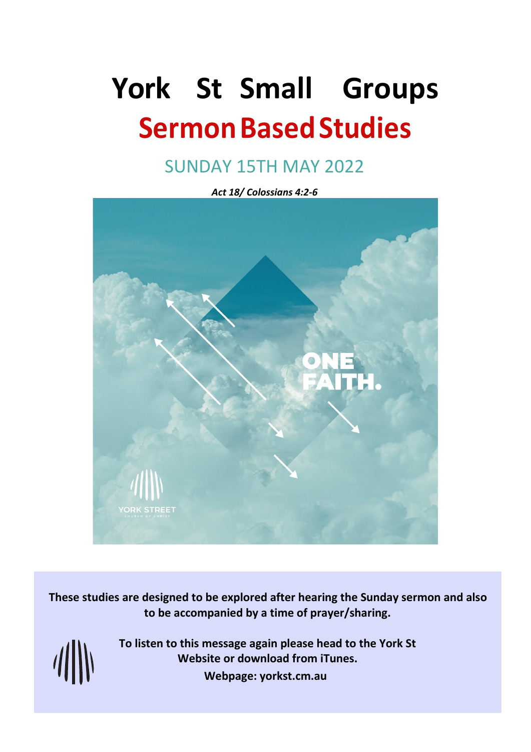# York St Small Groups

## Sermon Based Studies

### SUNDAY 15TH MAY 2022

***Act 18/ Colossians 4:2-6***

**These studies are designed to be explored after hearing the Sunday sermon and also to be accompanied by a time of prayer/sharing.**

**To listen to this message again please head to the York St Website or download from iTunes.**

**Webpage: yorkst.cm.au**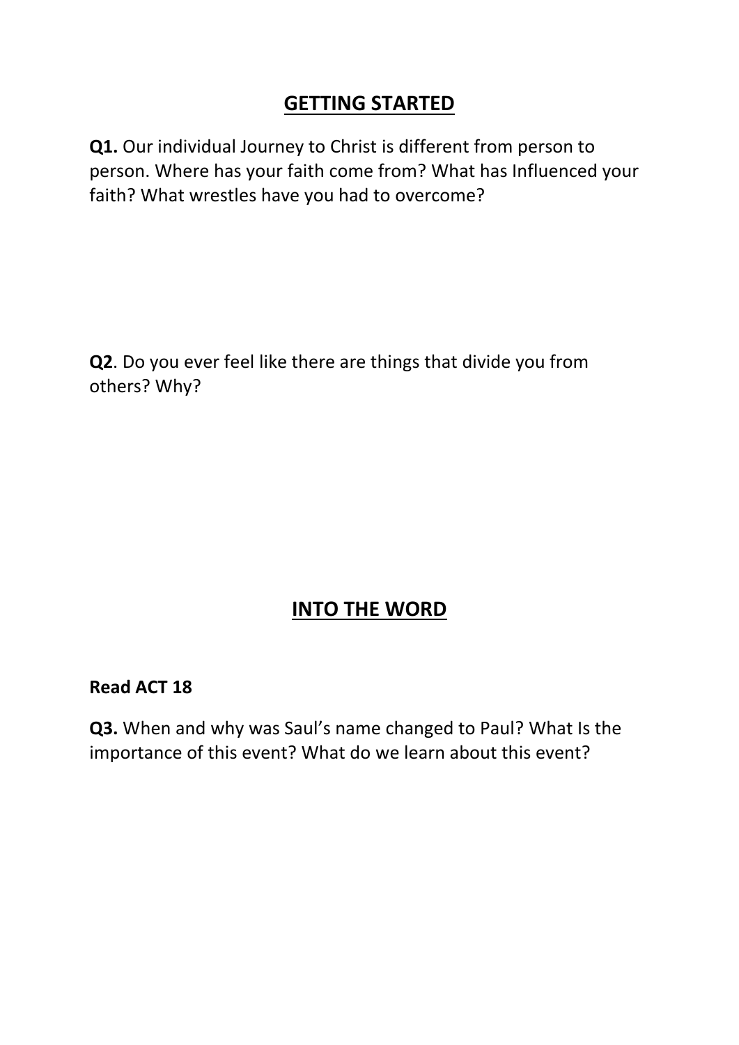## GETTING STARTED

**Q1.** Our individual Journey to Christ is different from person to person. Where has your faith come from? What has Influenced your faith? What wrestles have you had to overcome?

**Q2**. Do you ever feel like there are things that divide you from others? Why?

## INTO THE WORD

**Read ACT 18**

**Q3.** When and why was Saul's name changed to Paul? What Is the importance of this event? What do we learn about this event?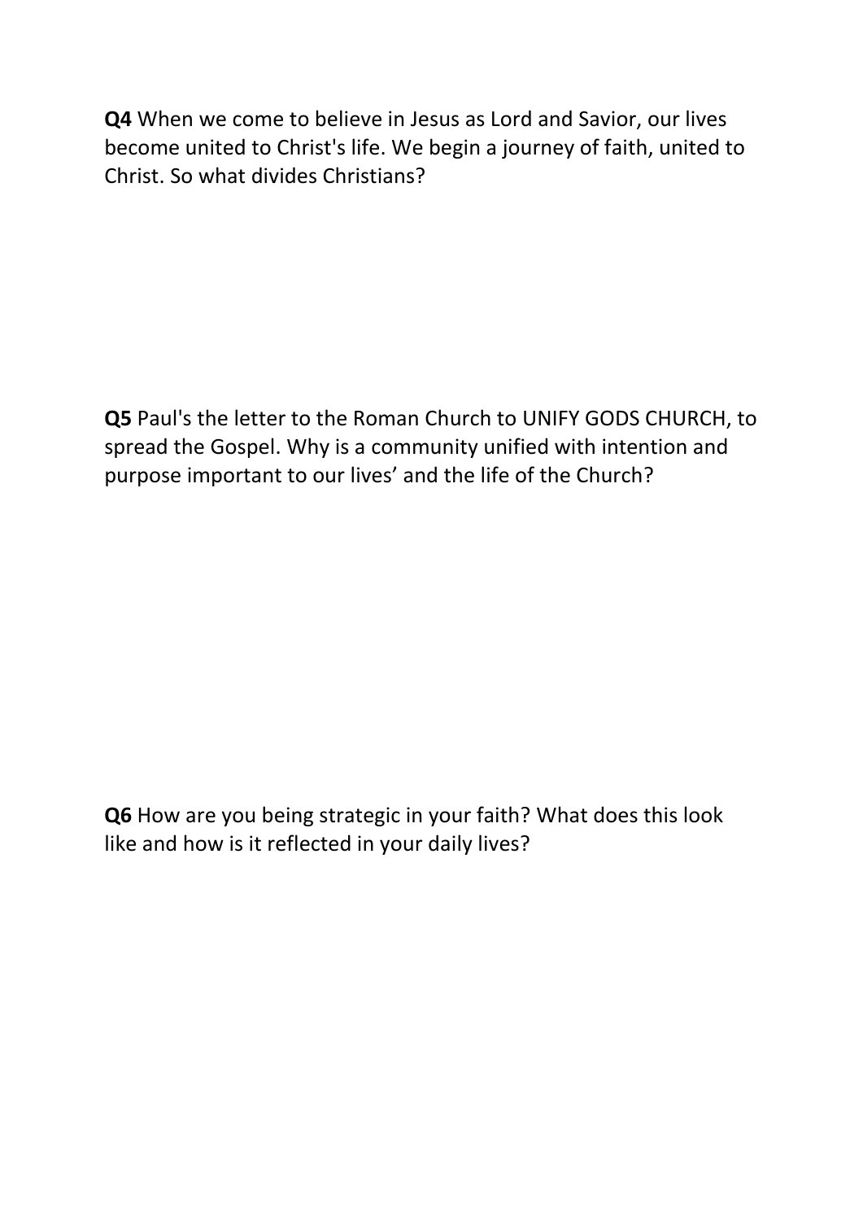**Q4** When we come to believe in Jesus as Lord and Savior, our lives become united to Christ's life. We begin a journey of faith, united to Christ. So what divides Christians?

**Q5** Paul's the letter to the Roman Church to UNIFY GODS CHURCH, to spread the Gospel. Why is a community unified with intention and purpose important to our lives' and the life of the Church?

**Q6** How are you being strategic in your faith? What does this look like and how is it reflected in your daily lives?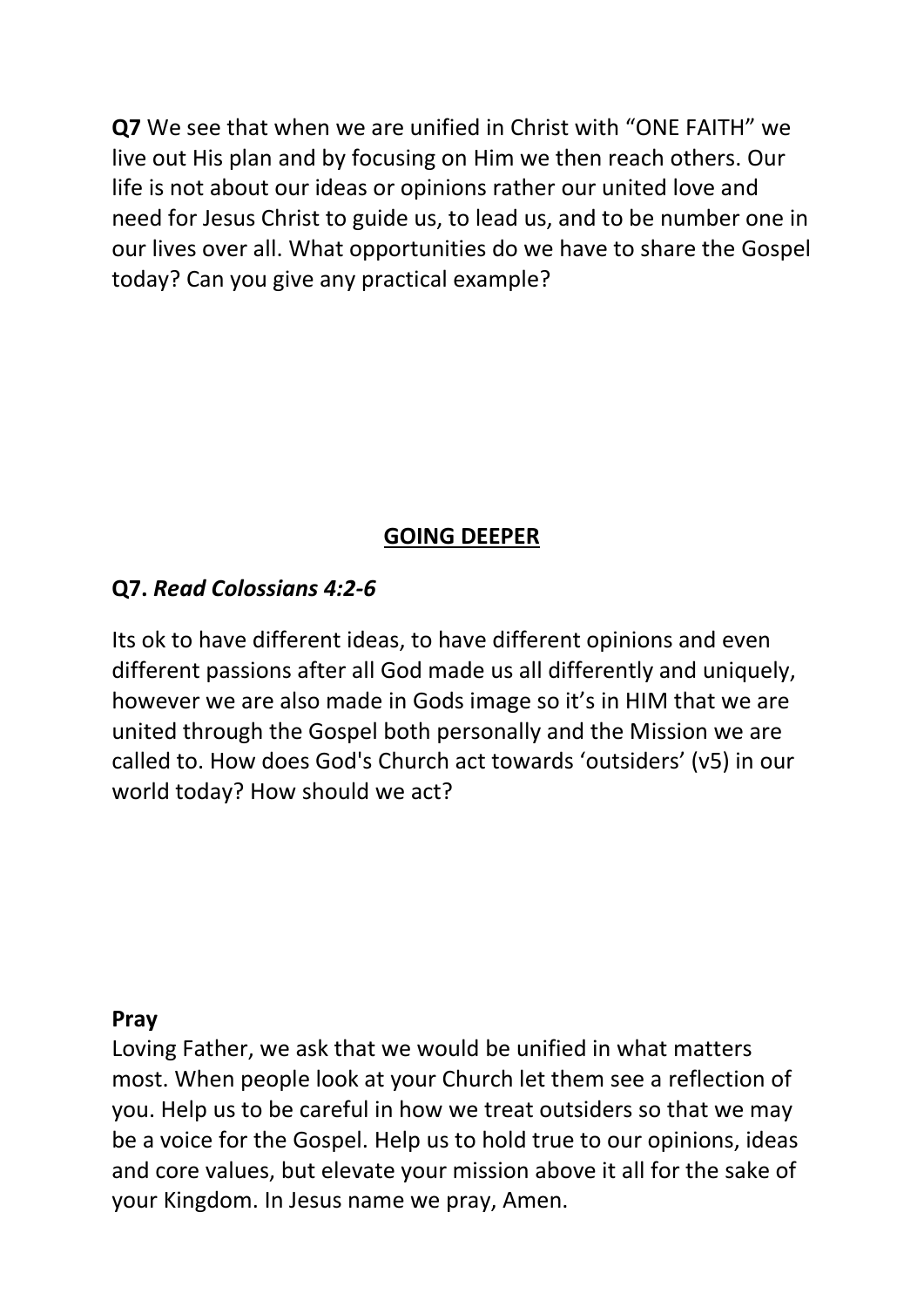**Q7** We see that when we are unified in Christ with "ONE FAITH" we live out His plan and by focusing on Him we then reach others. Our life is not about our ideas or opinions rather our united love and need for Jesus Christ to guide us, to lead us, and to be number one in our lives over all. What opportunities do we have to share the Gospel today? Can you give any practical example?

## GOING DEEPER

**Q7.** ***Read Colossians 4:2-6***

Its ok to have different ideas, to have different opinions and even different passions after all God made us all differently and uniquely, however we are also made in Gods image so it's in HIM that we are united through the Gospel both personally and the Mission we are called to. How does God's Church act towards 'outsiders' (v5) in our world today? How should we act?

**Pray**

Loving Father, we ask that we would be unified in what matters most. When people look at your Church let them see a reflection of you. Help us to be careful in how we treat outsiders so that we may be a voice for the Gospel. Help us to hold true to our opinions, ideas and core values, but elevate your mission above it all for the sake of your Kingdom. In Jesus name we pray, Amen.